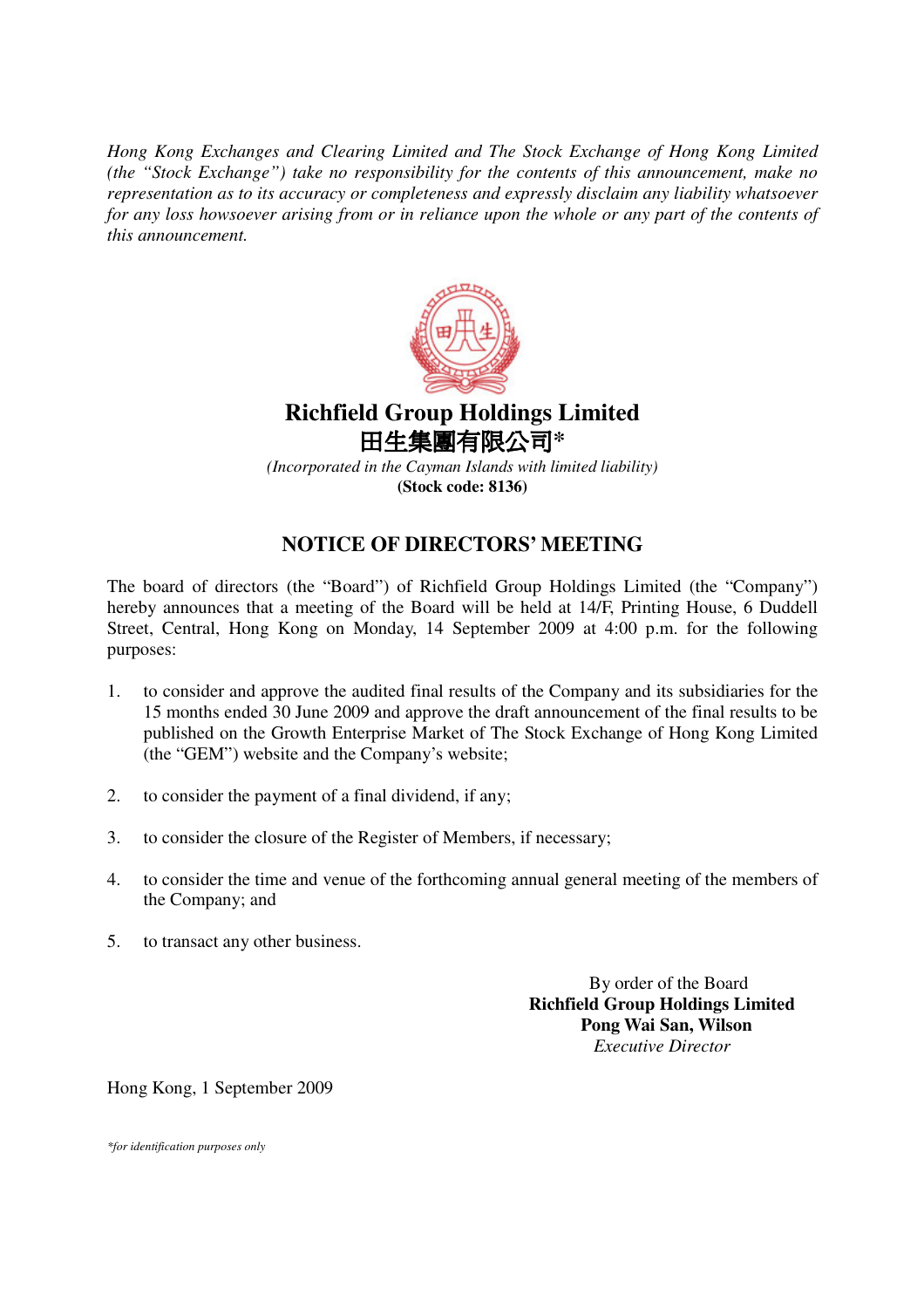*Hong Kong Exchanges and Clearing Limited and The Stock Exchange of Hong Kong Limited (the "Stock Exchange") take no responsibility for the contents of this announcement, make no representation as to its accuracy or completeness and expressly disclaim any liability whatsoever for any loss howsoever arising from or in reliance upon the whole or any part of the contents of this announcement.*

# Richfield Group Holdings Limited
# 田生集團有限公司*

*(Incorporated in the Cayman Islands with limited liability)*
**(Stock code: 8136)**

## NOTICE OF DIRECTORS' MEETING

The board of directors (the "Board") of Richfield Group Holdings Limited (the "Company") hereby announces that a meeting of the Board will be held at 14/F, Printing House, 6 Duddell Street, Central, Hong Kong on Monday, 14 September 2009 at 4:00 p.m. for the following purposes:

1. to consider and approve the audited final results of the Company and its subsidiaries for the 15 months ended 30 June 2009 and approve the draft announcement of the final results to be published on the Growth Enterprise Market of The Stock Exchange of Hong Kong Limited (the "GEM") website and the Company's website;
2. to consider the payment of a final dividend, if any;
3. to consider the closure of the Register of Members, if necessary;
4. to consider the time and venue of the forthcoming annual general meeting of the members of the Company; and
5. to transact any other business.

By order of the Board
**Richfield Group Holdings Limited**
**Pong Wai San, Wilson**
*Executive Director*

Hong Kong, 1 September 2009

*\*for identification purposes only*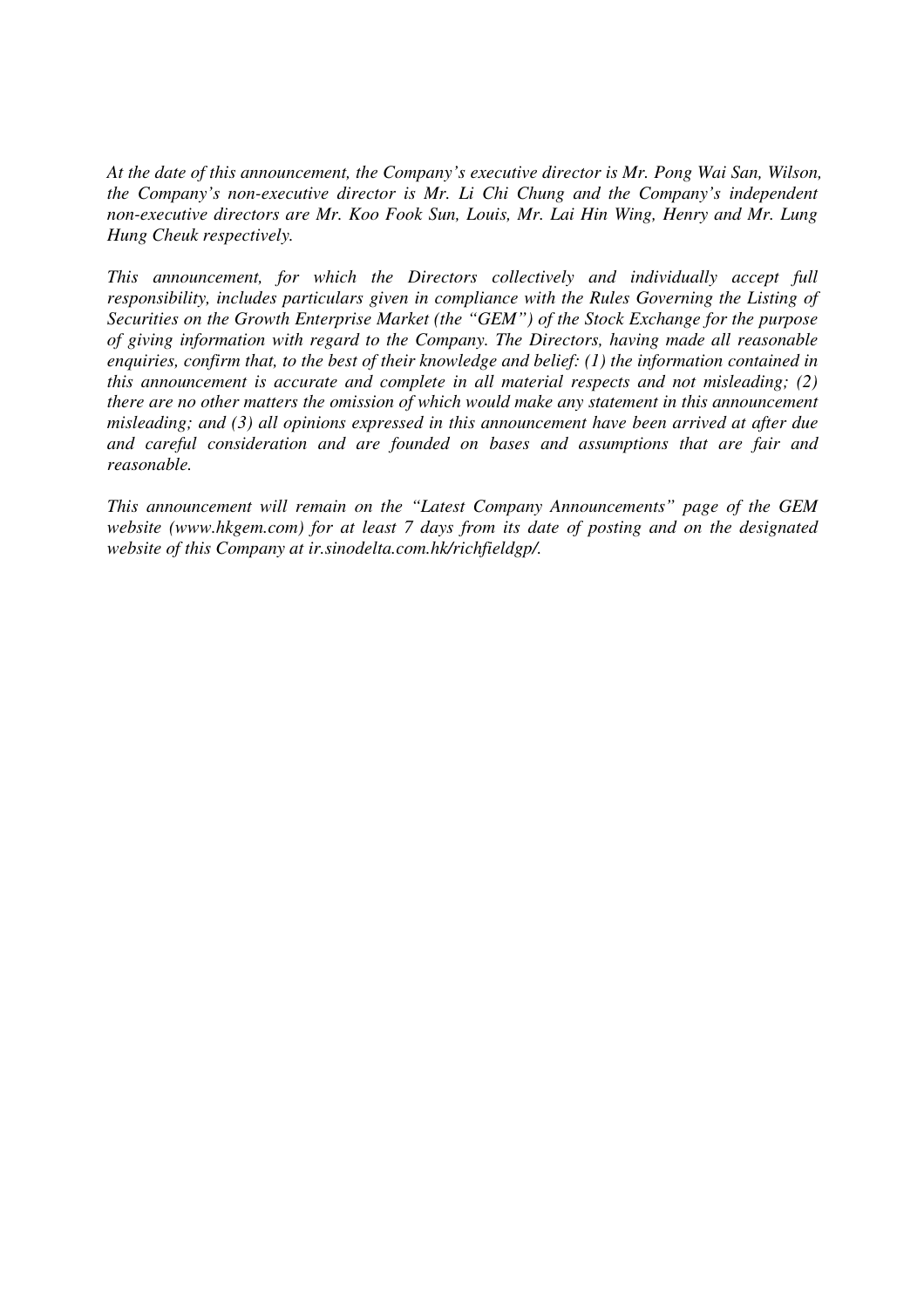*At the date of this announcement, the Company's executive director is Mr. Pong Wai San, Wilson, the Company's non-executive director is Mr. Li Chi Chung and the Company's independent non-executive directors are Mr. Koo Fook Sun, Louis, Mr. Lai Hin Wing, Henry and Mr. Lung Hung Cheuk respectively.*

*This announcement, for which the Directors collectively and individually accept full responsibility, includes particulars given in compliance with the Rules Governing the Listing of Securities on the Growth Enterprise Market (the "GEM") of the Stock Exchange for the purpose of giving information with regard to the Company. The Directors, having made all reasonable enquiries, confirm that, to the best of their knowledge and belief: (1) the information contained in this announcement is accurate and complete in all material respects and not misleading; (2) there are no other matters the omission of which would make any statement in this announcement misleading; and (3) all opinions expressed in this announcement have been arrived at after due and careful consideration and are founded on bases and assumptions that are fair and reasonable.*

*This announcement will remain on the "Latest Company Announcements" page of the GEM website (www.hkgem.com) for at least 7 days from its date of posting and on the designated website of this Company at ir.sinodelta.com.hk/richfieldgp/.*